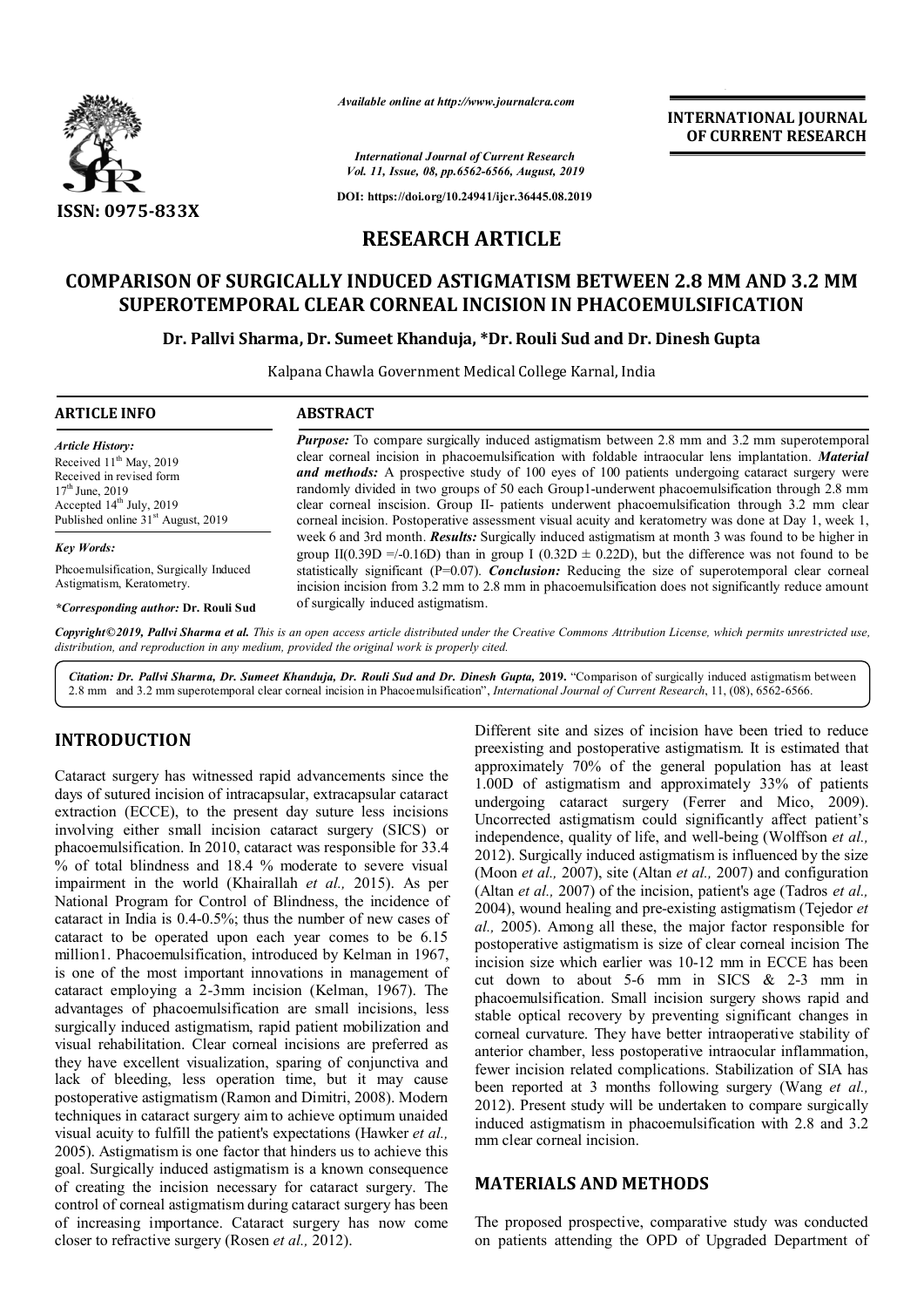# RESEARCH ARTICLE

## COMPARISON OF SURGICALLY INDUCED ASTIGMATISM BETWEEN 2.8 MM AND 3.2 MM SUPEROTEMPORAL CLEAR CORNEAL INCISION IN PHACOEMULSIFICATION

**Dr. Pallvi Sharma, Dr. Sumeet Khanduja, \*Dr. Rouli Sud and Dr. Dinesh Gupta**

Kalpana Chawla Government Medical College Karnal, India

### ARTICLE INFO

*Article History:*
Received 11th May, 2019
Received in revised form
17th June, 2019
Accepted 14th July, 2019
Published online 31st August, 2019

*Key Words:*
Phcoemulsification, Surgically Induced Astigmatism, Keratometry.

*\*Corresponding author:* **Dr. Rouli Sud**

### ABSTRACT

***Purpose:*** To compare surgically induced astigmatism between 2.8 mm and 3.2 mm superotemporal clear corneal incision in phacoemulsification with foldable intraocular lens implantation. ***Material and methods:*** A prospective study of 100 eyes of 100 patients undergoing cataract surgery were randomly divided in two groups of 50 each Group1-underwent phacoemulsification through 2.8 mm clear corneal inscision. Group II- patients underwent phacoemulsification through 3.2 mm clear corneal incision. Postoperative assessment visual acuity and keratometry was done at Day 1, week 1, week 6 and 3rd month. ***Results:*** Surgically induced astigmatism at month 3 was found to be higher in group II(0.39D =/-0.16D) than in group I (0.32D ± 0.22D), but the difference was not found to be statistically significant (P=0.07). ***Conclusion:*** Reducing the size of superotemporal clear corneal incision incision from 3.2 mm to 2.8 mm in phacoemulsification does not significantly reduce amount of surgically induced astigmatism.

*Copyright©2019, Pallvi Sharma et al. This is an open access article distributed under the Creative Commons Attribution License, which permits unrestricted use, distribution, and reproduction in any medium, provided the original work is properly cited.*

*Citation: Dr. Pallvi Sharma, Dr. Sumeet Khanduja, Dr. Rouli Sud and Dr. Dinesh Gupta,* **2019.** "Comparison of surgically induced astigmatism between 2.8 mm and 3.2 mm superotemporal clear corneal incision in Phacoemulsification", *International Journal of Current Research*, 11, (08), 6562-6566.

## INTRODUCTION

Cataract surgery has witnessed rapid advancements since the days of sutured incision of intracapsular, extracapsular cataract extraction (ECCE), to the present day suture less incisions involving either small incision cataract surgery (SICS) or phacoemulsification. In 2010, cataract was responsible for 33.4 % of total blindness and 18.4 % moderate to severe visual impairment in the world (Khairallah *et al.,* 2015). As per National Program for Control of Blindness, the incidence of cataract in India is 0.4-0.5%; thus the number of new cases of cataract to be operated upon each year comes to be 6.15 million1. Phacoemulsification, introduced by Kelman in 1967, is one of the most important innovations in management of cataract employing a 2-3mm incision (Kelman, 1967). The advantages of phacoemulsification are small incisions, less surgically induced astigmatism, rapid patient mobilization and visual rehabilitation. Clear corneal incisions are preferred as they have excellent visualization, sparing of conjunctiva and lack of bleeding, less operation time, but it may cause postoperative astigmatism (Ramon and Dimitri, 2008). Modern techniques in cataract surgery aim to achieve optimum unaided visual acuity to fulfill the patient's expectations (Hawker *et al.,* 2005). Astigmatism is one factor that hinders us to achieve this goal. Surgically induced astigmatism is a known consequence of creating the incision necessary for cataract surgery. The control of corneal astigmatism during cataract surgery has been of increasing importance. Cataract surgery has now come closer to refractive surgery (Rosen *et al.,* 2012).

Different site and sizes of incision have been tried to reduce preexisting and postoperative astigmatism. It is estimated that approximately 70% of the general population has at least 1.00D of astigmatism and approximately 33% of patients undergoing cataract surgery (Ferrer and Mico, 2009). Uncorrected astigmatism could significantly affect patient's independence, quality of life, and well-being (Wolffson *et al.,* 2012). Surgically induced astigmatism is influenced by the size (Moon *et al.,* 2007), site (Altan *et al.,* 2007) and configuration (Altan *et al.,* 2007) of the incision, patient's age (Tadros *et al.,* 2004), wound healing and pre-existing astigmatism (Tejedor *et al.,* 2005). Among all these, the major factor responsible for postoperative astigmatism is size of clear corneal incision The incision size which earlier was 10-12 mm in ECCE has been cut down to about 5-6 mm in SICS & 2-3 mm in phacoemulsification. Small incision surgery shows rapid and stable optical recovery by preventing significant changes in corneal curvature. They have better intraoperative stability of anterior chamber, less postoperative intraocular inflammation, fewer incision related complications. Stabilization of SIA has been reported at 3 months following surgery (Wang *et al.,* 2012). Present study will be undertaken to compare surgically induced astigmatism in phacoemulsification with 2.8 and 3.2 mm clear corneal incision.

## MATERIALS AND METHODS

The proposed prospective, comparative study was conducted on patients attending the OPD of Upgraded Department of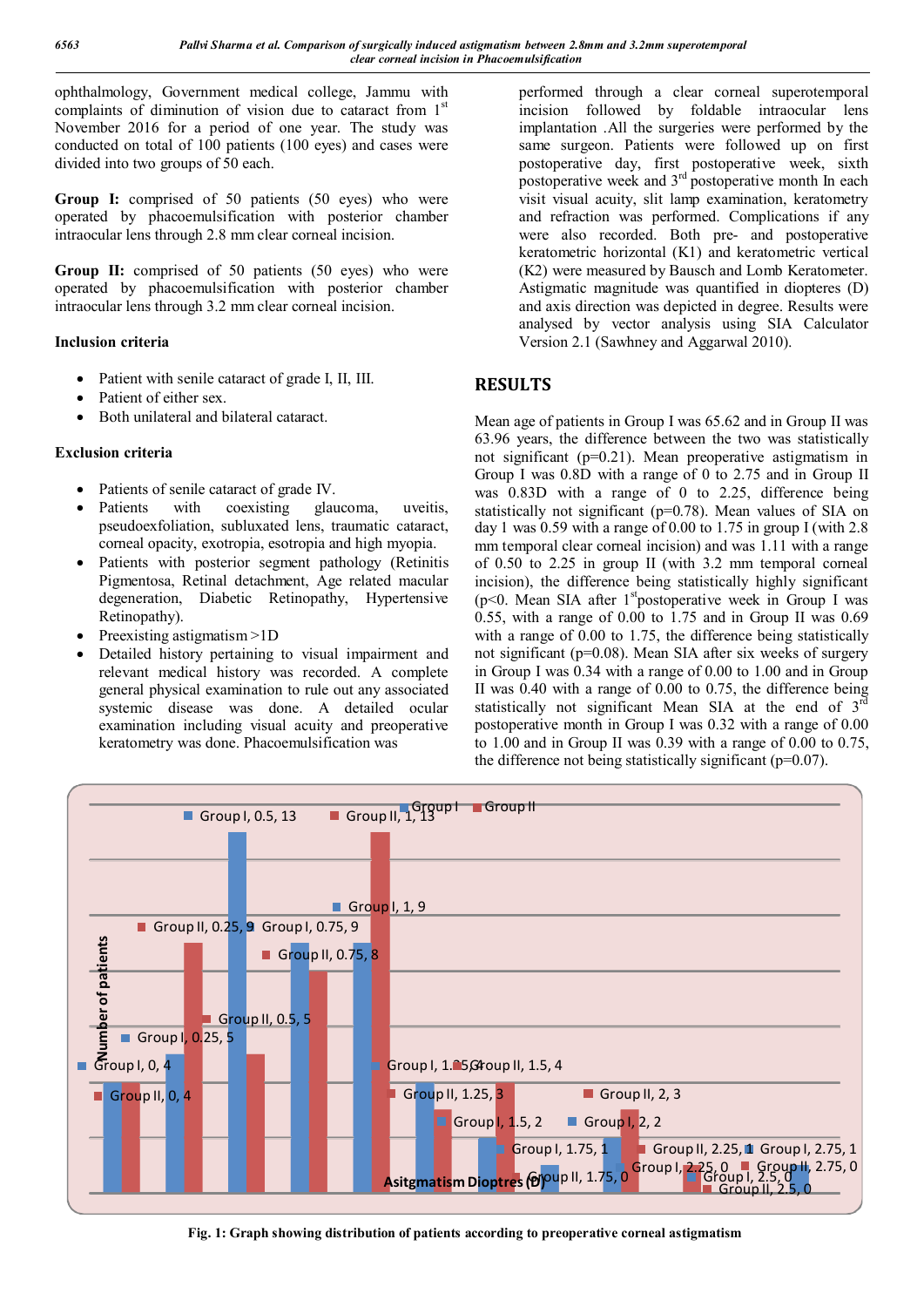ophthalmology, Government medical college, Jammu with complaints of diminution of vision due to cataract from 1st November 2016 for a period of one year. The study was conducted on total of 100 patients (100 eyes) and cases were divided into two groups of 50 each.

**Group I:** comprised of 50 patients (50 eyes) who were operated by phacoemulsification with posterior chamber intraocular lens through 2.8 mm clear corneal incision.

**Group II:** comprised of 50 patients (50 eyes) who were operated by phacoemulsification with posterior chamber intraocular lens through 3.2 mm clear corneal incision.

**Inclusion criteria**

- Patient with senile cataract of grade I, II, III.
- Patient of either sex.
- Both unilateral and bilateral cataract.

**Exclusion criteria**

- Patients of senile cataract of grade IV.
- Patients with coexisting glaucoma, uveitis, pseudoexfoliation, subluxated lens, traumatic cataract, corneal opacity, exotropia, esotropia and high myopia.
- Patients with posterior segment pathology (Retinitis Pigmentosa, Retinal detachment, Age related macular degeneration, Diabetic Retinopathy, Hypertensive Retinopathy).
- Preexisting astigmatism >1D
- Detailed history pertaining to visual impairment and relevant medical history was recorded. A complete general physical examination to rule out any associated systemic disease was done. A detailed ocular examination including visual acuity and preoperative keratometry was done. Phacoemulsification was performed through a clear corneal superotemporal incision followed by foldable intraocular lens implantation .All the surgeries were performed by the same surgeon. Patients were followed up on first postoperative day, first postoperative week, sixth postoperative week and 3rd postoperative month In each visit visual acuity, slit lamp examination, keratometry and refraction was performed. Complications if any were also recorded. Both pre- and postoperative keratometric horizontal (K1) and keratometric vertical (K2) were measured by Bausch and Lomb Keratometer. Astigmatic magnitude was quantified in diopteres (D) and axis direction was depicted in degree. Results were analysed by vector analysis using SIA Calculator Version 2.1 (Sawhney and Aggarwal 2010).

## RESULTS

Mean age of patients in Group I was 65.62 and in Group II was 63.96 years, the difference between the two was statistically not significant (p=0.21). Mean preoperative astigmatism in Group I was 0.8D with a range of 0 to 2.75 and in Group II was 0.83D with a range of 0 to 2.25, difference being statistically not significant (p=0.78). Mean values of SIA on day 1 was 0.59 with a range of 0.00 to 1.75 in group I (with 2.8 mm temporal clear corneal incision) and was 1.11 with a range of 0.50 to 2.25 in group II (with 3.2 mm temporal corneal incision), the difference being statistically highly significant (p<0. Mean SIA after 1stpostoperative week in Group I was 0.55, with a range of 0.00 to 1.75 and in Group II was 0.69 with a range of 0.00 to 1.75, the difference being statistically not significant (p=0.08). Mean SIA after six weeks of surgery in Group I was 0.34 with a range of 0.00 to 1.00 and in Group II was 0.40 with a range of 0.00 to 0.75, the difference being statistically not significant Mean SIA at the end of 3rd postoperative month in Group I was 0.32 with a range of 0.00 to 1.00 and in Group II was 0.39 with a range of 0.00 to 0.75, the difference not being statistically significant (p=0.07).

**Fig. 1: Graph showing distribution of patients according to preoperative corneal astigmatism**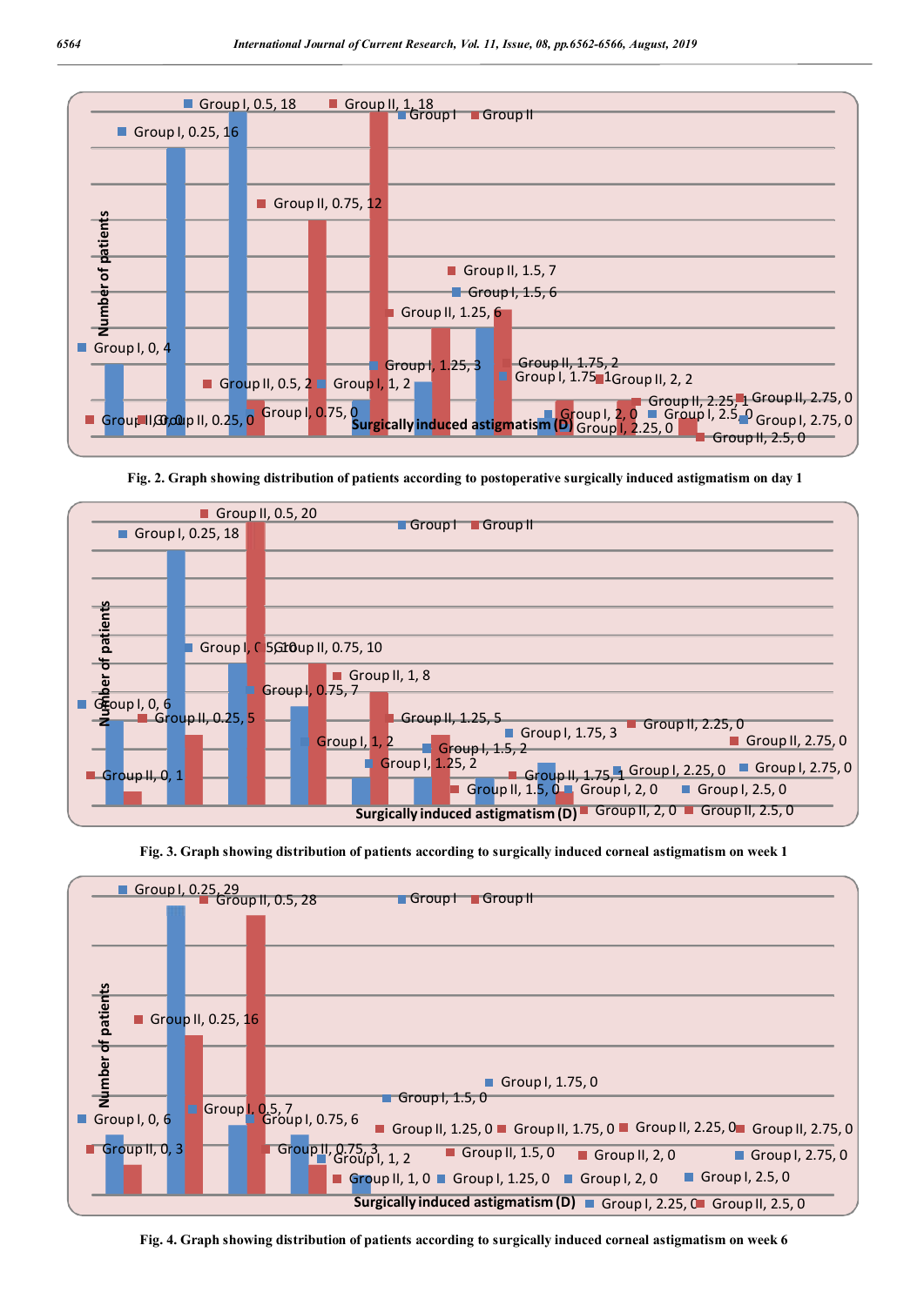Fig. 2. Graph showing distribution of patients according to postoperative surgically induced astigmatism on day 1

Fig. 3. Graph showing distribution of patients according to surgically induced corneal astigmatism on week 1

Fig. 4. Graph showing distribution of patients according to surgically induced corneal astigmatism on week 6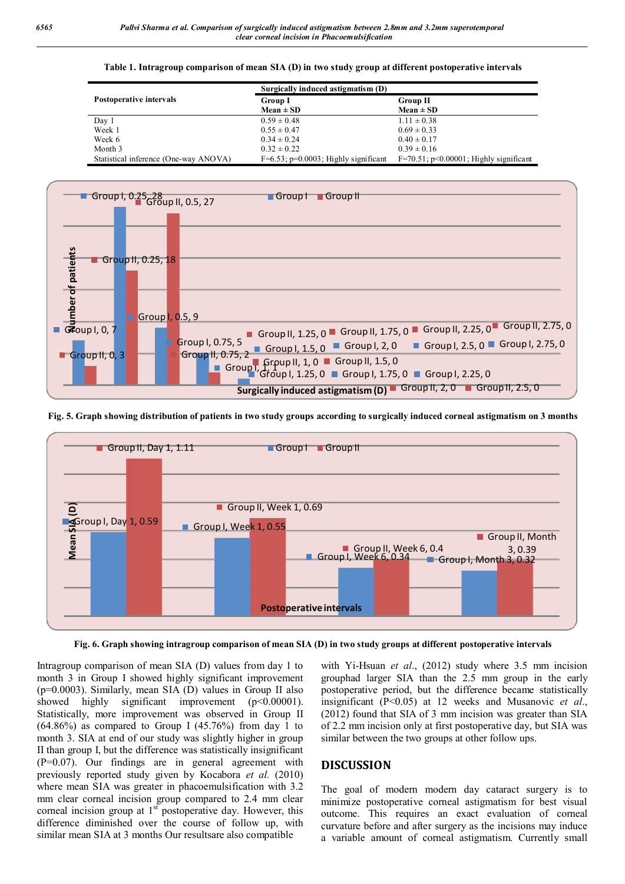**Table 1. Intragroup comparison of mean SIA (D) in two study group at different postoperative intervals**

| Postoperative intervals | Surgically induced astigmatism (D) | |
|---|---|---|
| | Group I Mean ± SD | Group II Mean ± SD |
| Day 1 | 0.59 ± 0.48 | 1.11 ± 0.38 |
| Week 1 | 0.55 ± 0.47 | 0.69 ± 0.33 |
| Week 6 | 0.34 ± 0.24 | 0.40 ± 0.17 |
| Month 3 | 0.32 ± 0.22 | 0.39 ± 0.16 |
| Statistical inference (One-way ANOVA) | F=6.53; p=0.0003; Highly significant | F=70.51; p<0.00001; Highly significant |

**Fig. 5. Graph showing distribution of patients in two study groups according to surgically induced corneal astigmatism on 3 months**

**Fig. 6. Graph showing intragroup comparison of mean SIA (D) in two study groups at different postoperative intervals**

Intragroup comparison of mean SIA (D) values from day 1 to month 3 in Group I showed highly significant improvement (p=0.0003). Similarly, mean SIA (D) values in Group II also showed highly significant improvement (p<0.00001). Statistically, more improvement was observed in Group II (64.86%) as compared to Group I (45.76%) from day 1 to month 3. SIA at end of our study was slightly higher in group II than group I, but the difference was statistically insignificant (P=0.07). Our findings are in general agreement with previously reported study given by Kocabora *et al.* (2010) where mean SIA was greater in phacoemulsification with 3.2 mm clear corneal incision group compared to 2.4 mm clear corneal incision group at 1st postoperative day. However, this difference diminished over the course of follow up, with similar mean SIA at 3 months Our resultsare also compatible with Yi-Hsuan *et al.*, (2012) study where 3.5 mm incision grouphad larger SIA than the 2.5 mm group in the early postoperative period, but the difference became statistically insignificant (P<0.05) at 12 weeks and Musanovic *et al.*, (2012) found that SIA of 3 mm incision was greater than SIA of 2.2 mm incision only at first postoperative day, but SIA was similar between the two groups at other follow ups.

## DISCUSSION

The goal of modern modern day cataract surgery is to minimize postoperative corneal astigmatism for best visual outcome. This requires an exact evaluation of corneal curvature before and after surgery as the incisions may induce a variable amount of corneal astigmatism. Currently small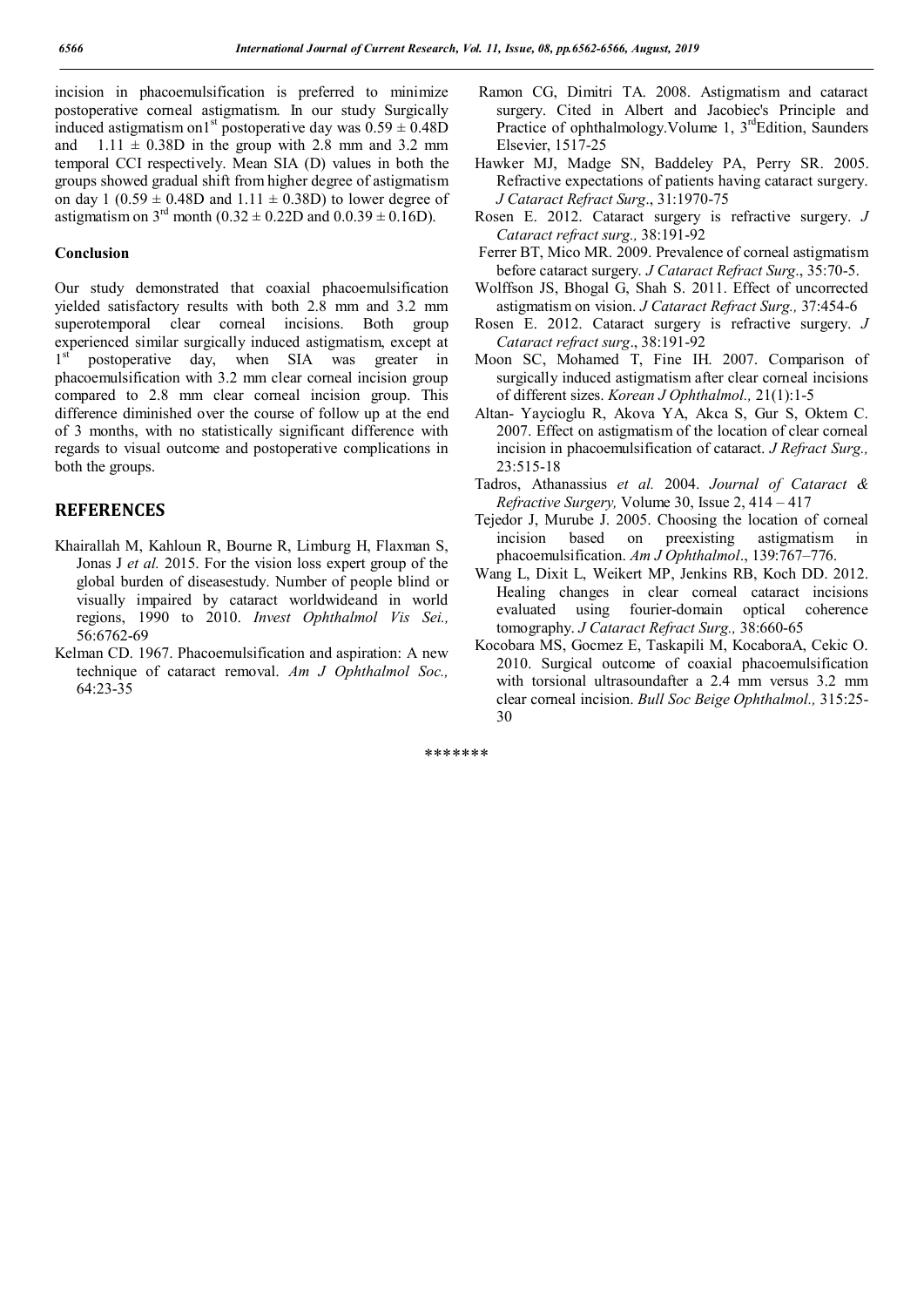incision in phacoemulsification is preferred to minimize postoperative corneal astigmatism. In our study Surgically induced astigmatism on1[st] postoperative day was $0.59 \pm 0.48$D and $1.11 \pm 0.38$D in the group with 2.8 mm and 3.2 mm temporal CCI respectively. Mean SIA (D) values in both the groups showed gradual shift from higher degree of astigmatism on day 1 ($0.59 \pm 0.48$D and $1.11 \pm 0.38$D) to lower degree of astigmatism on 3[rd] month ($0.32 \pm 0.22$D and $0.0.39 \pm 0.16$D).

### Conclusion

Our study demonstrated that coaxial phacoemulsification yielded satisfactory results with both 2.8 mm and 3.2 mm superotemporal clear corneal incisions. Both group experienced similar surgically induced astigmatism, except at 1[st] postoperative day, when SIA was greater in phacoemulsification with 3.2 mm clear corneal incision group compared to 2.8 mm clear corneal incision group. This difference diminished over the course of follow up at the end of 3 months, with no statistically significant difference with regards to visual outcome and postoperative complications in both the groups.

## REFERENCES

Khairallah M, Kahloun R, Bourne R, Limburg H, Flaxman S, Jonas J *et al.* 2015. For the vision loss expert group of the global burden of diseasestudy. Number of people blind or visually impaired by cataract worldwideand in world regions, 1990 to 2010. *Invest Ophthalmol Vis Sei.,* 56:6762-69

Kelman CD. 1967. Phacoemulsification and aspiration: A new technique of cataract removal. *Am J Ophthalmol Soc.,* 64:23-35

Ramon CG, Dimitri TA. 2008. Astigmatism and cataract surgery. Cited in Albert and Jacobiec's Principle and Practice of ophthalmology.Volume 1, 3[rd]Edition, Saunders Elsevier, 1517-25

Hawker MJ, Madge SN, Baddeley PA, Perry SR. 2005. Refractive expectations of patients having cataract surgery. *J Cataract Refract Surg*., 31:1970-75

Rosen E. 2012. Cataract surgery is refractive surgery. *J Cataract refract surg.,* 38:191-92

Ferrer BT, Mico MR. 2009. Prevalence of corneal astigmatism before cataract surgery. *J Cataract Refract Surg*., 35:70-5.

Wolffson JS, Bhogal G, Shah S. 2011. Effect of uncorrected astigmatism on vision. *J Cataract Refract Surg.,* 37:454-6

Rosen E. 2012. Cataract surgery is refractive surgery. *J Cataract refract surg*., 38:191-92

Moon SC, Mohamed T, Fine IH. 2007. Comparison of surgically induced astigmatism after clear corneal incisions of different sizes. *Korean J Ophthalmol.,* 21(1):1-5

Altan- Yaycioglu R, Akova YA, Akca S, Gur S, Oktem C. 2007. Effect on astigmatism of the location of clear corneal incision in phacoemulsification of cataract. *J Refract Surg.,* 23:515-18

Tadros, Athanassius *et al.* 2004. *Journal of Cataract & Refractive Surgery,* Volume 30, Issue 2, 414 – 417

Tejedor J, Murube J. 2005. Choosing the location of corneal incision based on preexisting astigmatism in phacoemulsification. *Am J Ophthalmol*., 139:767–776.

Wang L, Dixit L, Weikert MP, Jenkins RB, Koch DD. 2012. Healing changes in clear corneal cataract incisions evaluated using fourier-domain optical coherence tomography. *J Cataract Refract Surg.,* 38:660-65

Kocobara MS, Gocmez E, Taskapili M, KocaboraA, Cekic O. 2010. Surgical outcome of coaxial phacoemulsification with torsional ultrasoundafter a 2.4 mm versus 3.2 mm clear corneal incision. *Bull Soc Beige Ophthalmol.,* 315:25-30

*******